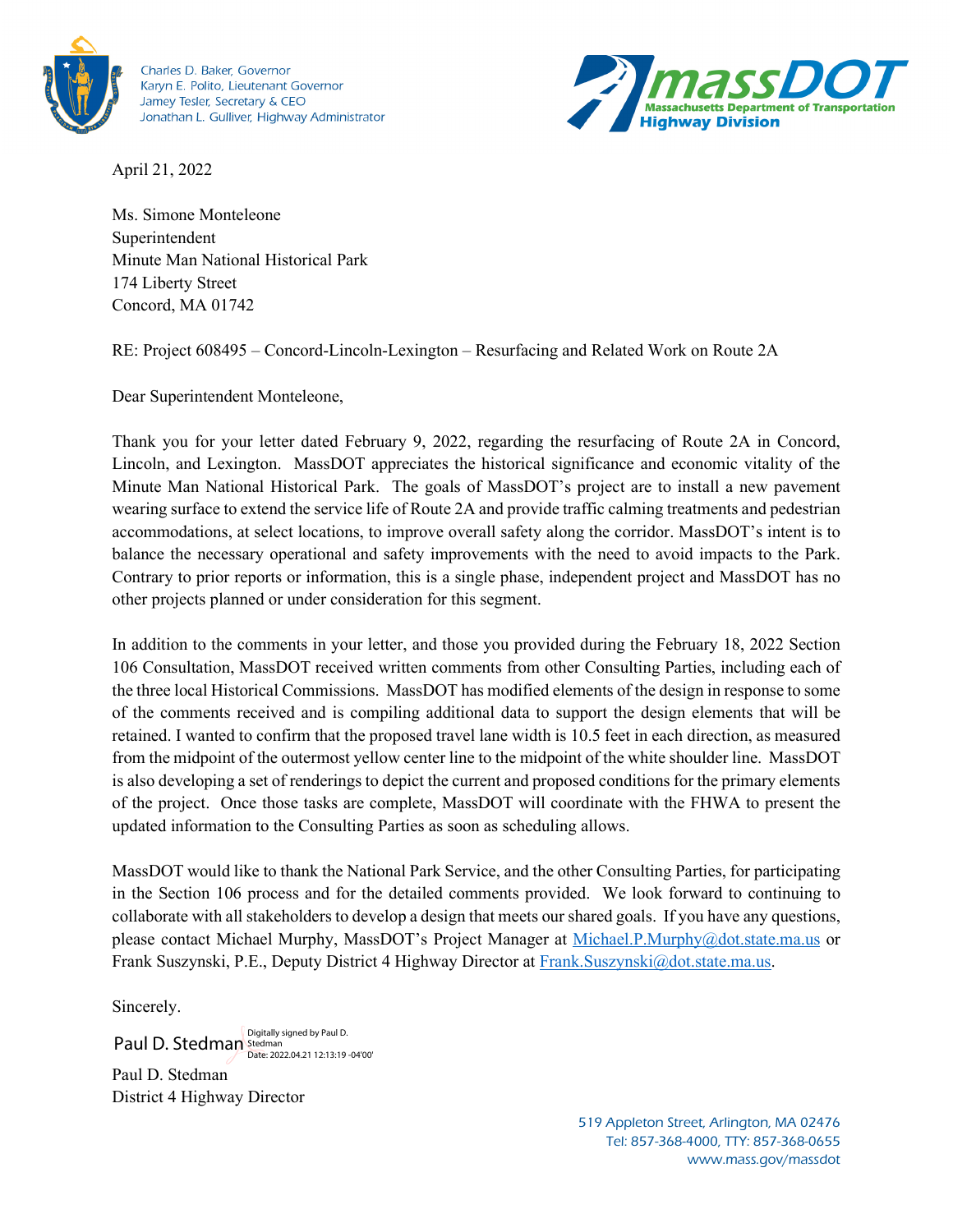Charles D. Baker, Governor
Karyn E. Polito, Lieutenant Governor
Jamey Tesler, Secretary & CEO
Jonathan L. Gulliver, Highway Administrator

massDOT
Massachusetts Department of Transportation
Highway Division

April 21, 2022

Ms. Simone Monteleone
Superintendent
Minute Man National Historical Park
174 Liberty Street
Concord, MA 01742

RE: Project 608495 – Concord-Lincoln-Lexington – Resurfacing and Related Work on Route 2A

Dear Superintendent Monteleone,

Thank you for your letter dated February 9, 2022, regarding the resurfacing of Route 2A in Concord, Lincoln, and Lexington. MassDOT appreciates the historical significance and economic vitality of the Minute Man National Historical Park. The goals of MassDOT's project are to install a new pavement wearing surface to extend the service life of Route 2A and provide traffic calming treatments and pedestrian accommodations, at select locations, to improve overall safety along the corridor. MassDOT's intent is to balance the necessary operational and safety improvements with the need to avoid impacts to the Park. Contrary to prior reports or information, this is a single phase, independent project and MassDOT has no other projects planned or under consideration for this segment.

In addition to the comments in your letter, and those you provided during the February 18, 2022 Section 106 Consultation, MassDOT received written comments from other Consulting Parties, including each of the three local Historical Commissions. MassDOT has modified elements of the design in response to some of the comments received and is compiling additional data to support the design elements that will be retained. I wanted to confirm that the proposed travel lane width is 10.5 feet in each direction, as measured from the midpoint of the outermost yellow center line to the midpoint of the white shoulder line. MassDOT is also developing a set of renderings to depict the current and proposed conditions for the primary elements of the project. Once those tasks are complete, MassDOT will coordinate with the FHWA to present the updated information to the Consulting Parties as soon as scheduling allows.

MassDOT would like to thank the National Park Service, and the other Consulting Parties, for participating in the Section 106 process and for the detailed comments provided. We look forward to continuing to collaborate with all stakeholders to develop a design that meets our shared goals. If you have any questions, please contact Michael Murphy, MassDOT's Project Manager at Michael.P.Murphy@dot.state.ma.us or Frank Suszynski, P.E., Deputy District 4 Highway Director at Frank.Suszynski@dot.state.ma.us.

Sincerely.

Paul D. Stedman — Digitally signed by Paul D. Stedman Date: 2022.04.21 12:13:19 -04'00'

Paul D. Stedman
District 4 Highway Director

519 Appleton Street, Arlington, MA 02476
Tel: 857-368-4000, TTY: 857-368-0655
www.mass.gov/massdot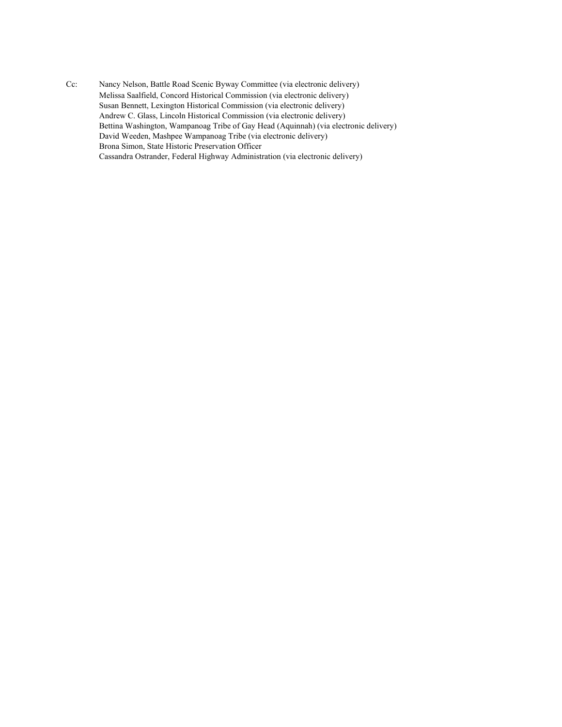Cc: Nancy Nelson, Battle Road Scenic Byway Committee (via electronic delivery)
Melissa Saalfield, Concord Historical Commission (via electronic delivery)
Susan Bennett, Lexington Historical Commission (via electronic delivery)
Andrew C. Glass, Lincoln Historical Commission (via electronic delivery)
Bettina Washington, Wampanoag Tribe of Gay Head (Aquinnah) (via electronic delivery)
David Weeden, Mashpee Wampanoag Tribe (via electronic delivery)
Brona Simon, State Historic Preservation Officer
Cassandra Ostrander, Federal Highway Administration (via electronic delivery)